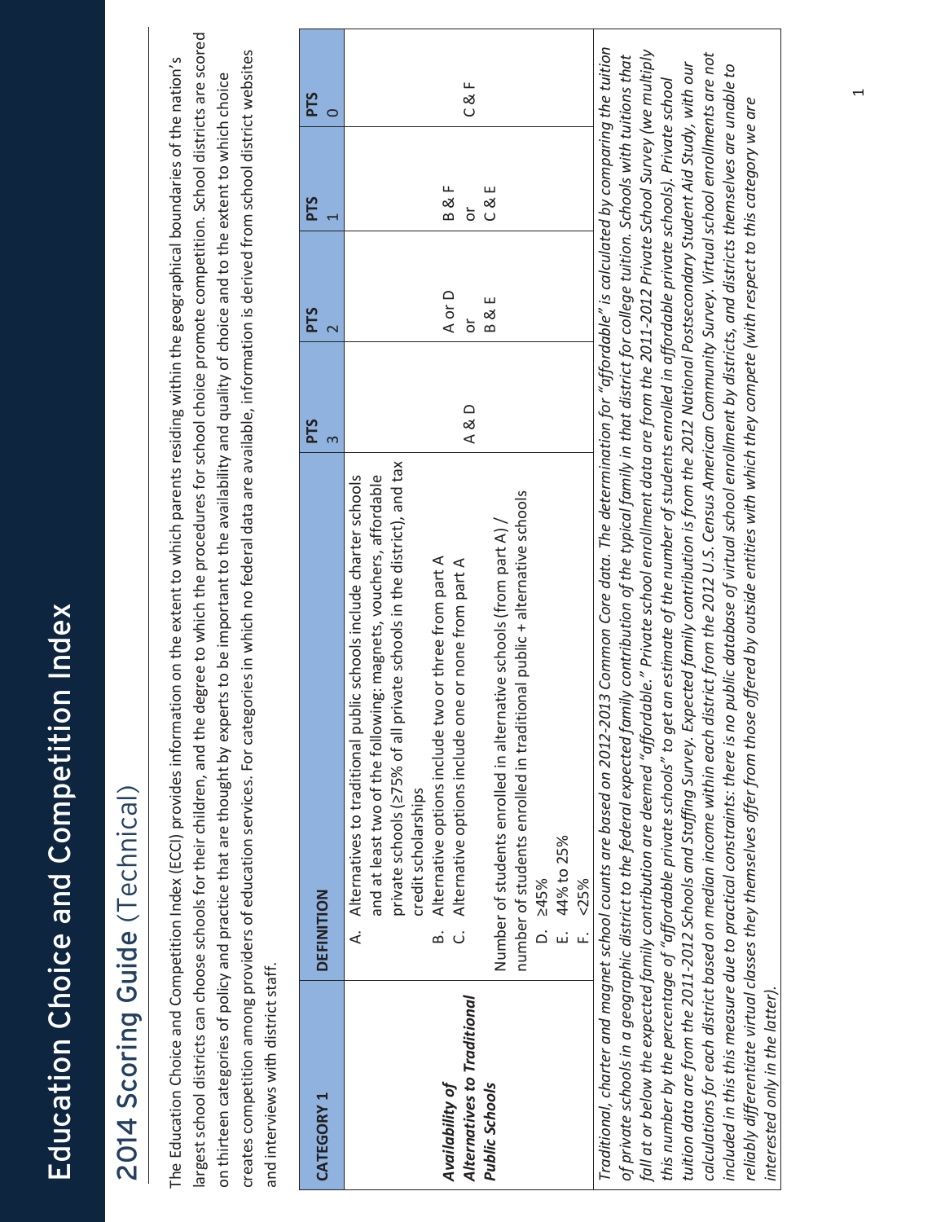# Education Choice and Competition Index

## 2014 Scoring Guide (Technical)

The Education Choice and Competition Index (ECCI) provides information on the extent to which parents residing within the geographical boundaries of the nation's largest school districts can choose schools for their children, and the degree to which the procedures for school choice promote competition. School districts are scored on thirteen categories of policy and practice that are thought by experts to be important to the availability and quality of choice and to the extent to which choice creates competition among providers of education services. For categories in which no federal data are available, information is derived from school district websites and interviews with district staff.

| CATEGORY 1 | DEFINITION | PTS 3 | PTS 2 | PTS 1 | PTS 0 |
|---|---|---|---|---|---|
| ***Availability of Alternatives to Traditional Public Schools*** | A. Alternatives to traditional public schools include charter schools and at least two of the following: magnets, vouchers, affordable private schools (≥75% of all private schools in the district), and tax credit scholarships<br>B. Alternative options include two or three from part A<br>C. Alternative options include one or none from part A<br><br>Number of students enrolled in alternative schools (from part A) / number of students enrolled in traditional public + alternative schools<br>D. ≥45%<br>E. 44% to 25%<br>F. <25% | A & D | A or D<br>or<br>B & E | B & F<br>or<br>C & E | C & F |

*Traditional, charter and magnet school counts are based on 2012-2013 Common Core data. The determination for "affordable" is calculated by comparing the tuition of private schools in a geographic district to the federal expected family contribution of the typical family in that district for college tuition. Schools with tuitions that fall at or below the expected family contribution are deemed "affordable." Private school enrollment data are from the 2011-2012 Private School Survey (we multiply this number by the percentage of "affordable private schools" to get an estimate of the number of students enrolled in affordable private schools). Private school tuition data are from the 2011-2012 Schools and Staffing Survey. Expected family contribution is from the 2012 National Postsecondary Student Aid Study, with our calculations for each district based on median income within each district from the 2012 U.S. Census American Community Survey. Virtual school enrollments are not included in this measure due to practical constraints: there is no public database of virtual school enrollment by districts, and districts themselves are unable to reliably differentiate virtual classes they themselves offer from those offered by outside entities with which they compete (with respect to this category we are interested only in the latter).*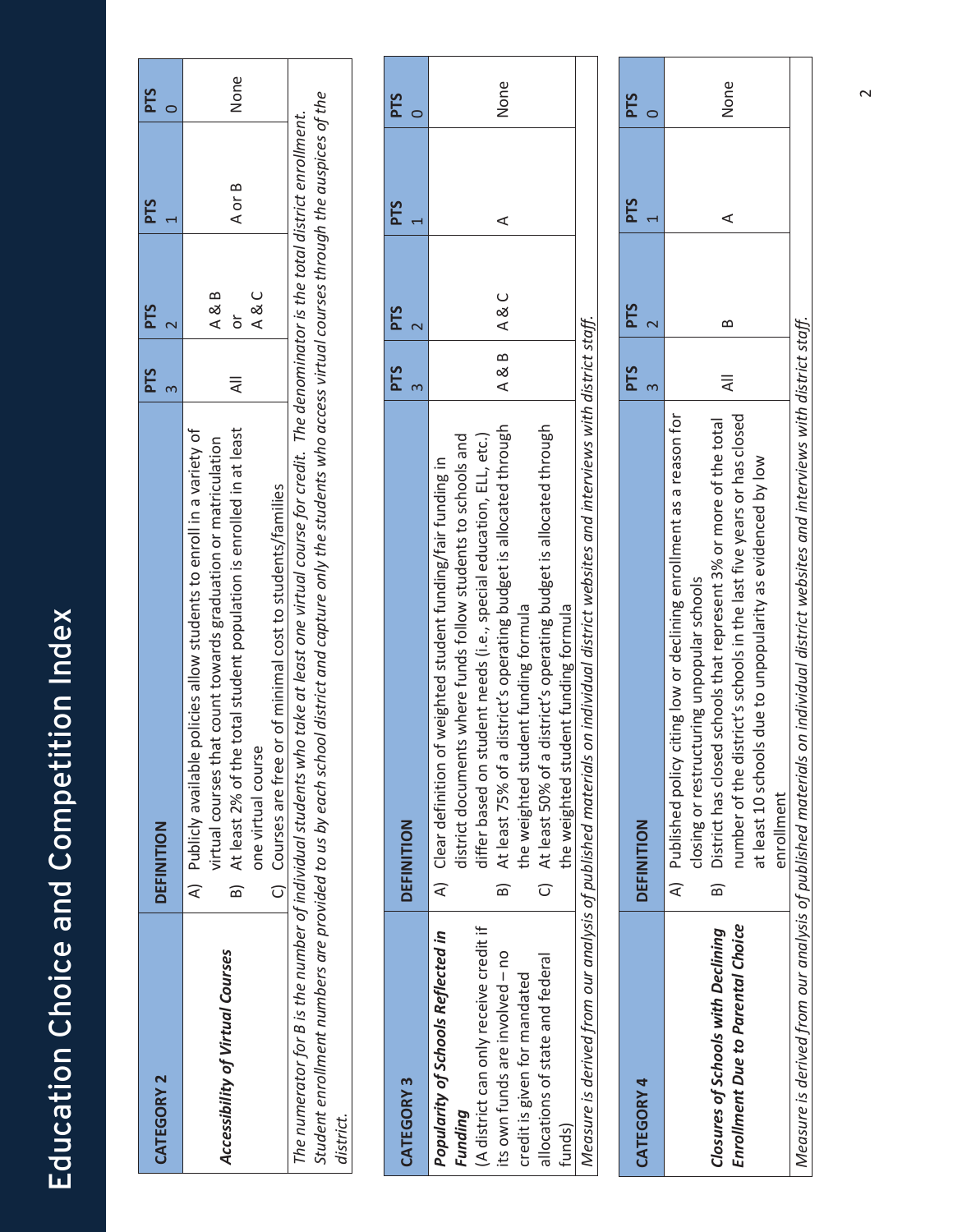# Education Choice and Competition Index

| CATEGORY 2 | DEFINITION | PTS 3 | PTS 2 | PTS 1 | PTS 0 |
|---|---|---|---|---|---|
| ***Accessibility of Virtual Courses*** | A) Publicly available policies allow students to enroll in a variety of virtual courses that count towards graduation or matriculation<br>B) At least 2% of the total student population is enrolled in at least one virtual course<br>C) Courses are free or of minimal cost to students/families | All | A & B or A & C | A or B | None |

*The numerator for B is the number of individual students who take at least one virtual course for credit. The denominator is the total district enrollment. Student enrollment numbers are provided to us by each school district and capture only the students who access virtual courses through the auspices of the district.*

| CATEGORY 3 | DEFINITION | PTS 3 | PTS 2 | PTS 1 | PTS 0 |
|---|---|---|---|---|---|
| ***Popularity of Schools Reflected in Funding*** (A district can only receive credit if its own funds are involved – no credit is given for mandated allocations of state and federal funds) | A) Clear definition of weighted student funding/fair funding in district documents where funds follow students to schools and differ based on student needs (i.e., special education, ELL, etc.)<br>B) At least 75% of a district's operating budget is allocated through the weighted student funding formula<br>C) At least 50% of a district's operating budget is allocated through the weighted student funding formula | A & B | A & C | A | None |

*Measure is derived from our analysis of published materials on individual district websites and interviews with district staff.*

| CATEGORY 4 | DEFINITION | PTS 3 | PTS 2 | PTS 1 | PTS 0 |
|---|---|---|---|---|---|
| ***Closures of Schools with Declining Enrollment Due to Parental Choice*** | A) Published policy citing low or declining enrollment as a reason for closing or restructuring unpopular schools<br>B) District has closed schools that represent 3% or more of the total number of the district's schools in the last five years or has closed at least 10 schools due to unpopularity as evidenced by low enrollment | All | B | A | None |

*Measure is derived from our analysis of published materials on individual district websites and interviews with district staff.*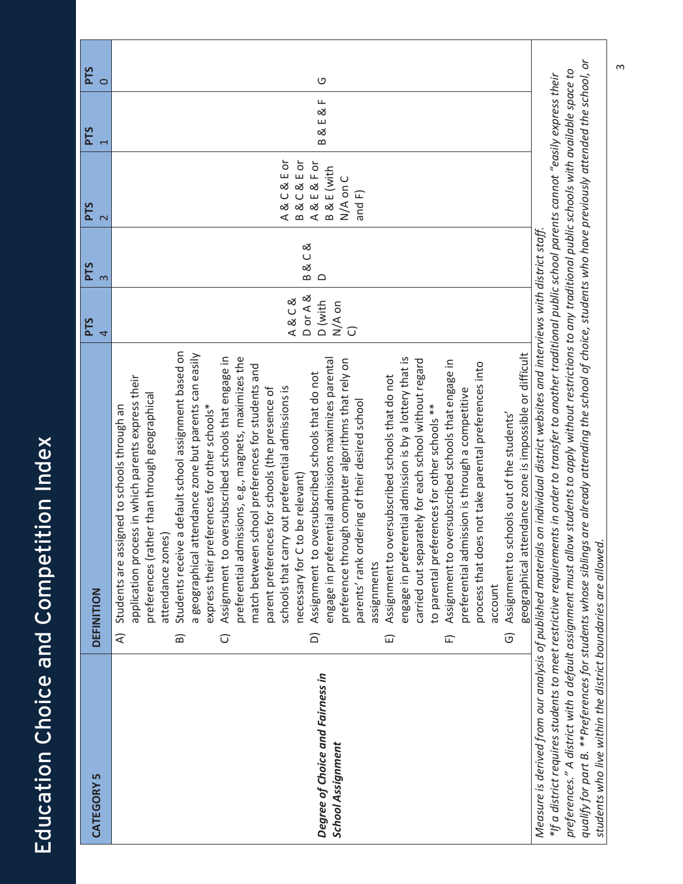# Education Choice and Competition Index

| CATEGORY 5 | DEFINITION | PTS 4 | PTS 3 | PTS 2 | PTS 1 | PTS 0 |
|---|---|---|---|---|---|---|
| ***Degree of Choice and Fairness in School Assignment*** | A) Students are assigned to schools through an application process in which parents express their preferences (rather than through geographical attendance zones)<br>B) Students receive a default school assignment based on a geographical attendance zone but parents can easily express their preferences for other schools*<br>C) Assignment to oversubscribed schools that engage in preferential admissions, e.g., magnets, maximizes the match between school preferences for students and parent preferences for schools (the presence of schools that carry out preferential admissions is necessary for C to be relevant)<br>D) Assignment to oversubscribed schools that do not engage in preferential admissions maximizes parental preference through computer algorithms that rely on parents' rank ordering of their desired school assignments<br>E) Assignment to oversubscribed schools that do not engage in preferential admission is by a lottery that is carried out separately for each school without regard to parental preferences for other schools **<br>F) Assignment to oversubscribed schools that engage in preferential admission is through a competitive process that does not take parental preferences into account<br>G) Assignment to schools out of the students' geographical attendance zone is impossible or difficult | A & C & D or A & D (with N/A on C) | B & C & D | A & C & E or B & C & E or A & E & F or B & E (with N/A on C and F) | B & E & F | G |

*Measure is derived from our analysis of published materials on individual district websites and interviews with district staff.*

*\*If a district requires students to meet restrictive requirements in order to transfer to another traditional public school parents cannot "easily express their preferences." A district with a default assignment must allow students to apply without restrictions to any traditional public schools with available space to qualify for part B. \*\*Preferences for students whose siblings are already attending the school of choice, students who have previously attended the school, or students who live within the district boundaries are allowed.*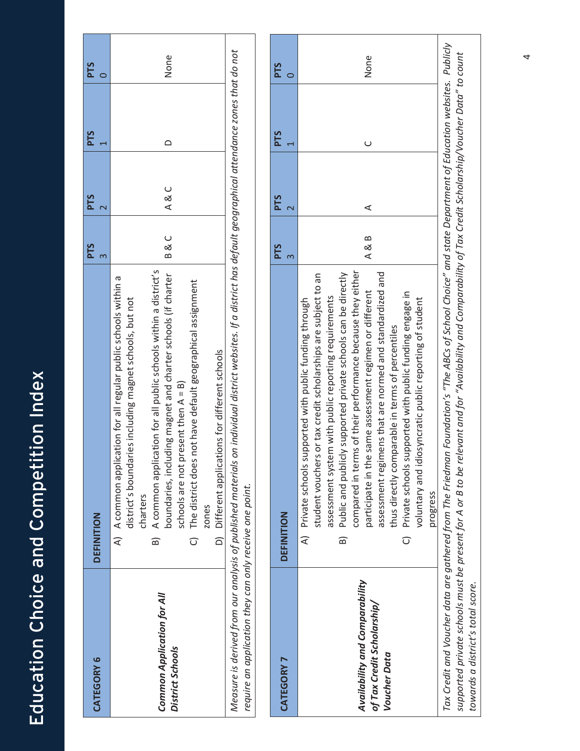# Education Choice and Competition Index

| CATEGORY 6 | DEFINITION | PTS 3 | PTS 2 | PTS 1 | PTS 0 |
|---|---|---|---|---|---|
| **Common Application for All District Schools** | A) A common application for all regular public schools within a district's boundaries including magnet schools, but not charters<br>B) A common application for all public schools within a district's boundaries, including magnet and charter schools (if charter schools are not present then A = B)<br>C) The district does not have default geographical assignment zones<br>D) Different applications for different schools | B & C | A & C | D | None |

*Measure is derived from our analysis of published materials on individual district websites. If a district has default geographical attendance zones that do not require an application they can only receive one point.*

| CATEGORY 7 | DEFINITION | PTS 3 | PTS 2 | PTS 1 | PTS 0 |
|---|---|---|---|---|---|
| **Availability and Comparability of Tax Credit Scholarship/ Voucher Data** | A) Private schools supported with public funding through student vouchers or tax credit scholarships are subject to an assessment system with public reporting requirements<br>B) Public and publicly supported private schools can be directly compared in terms of their performance because they either participate in the same assessment regimen or different assessment regimens that are normed and standardized and thus directly comparable in terms of percentiles<br>C) Private schools supported with public funding engage in voluntary and idiosyncratic public reporting of student progress | A & B | A | C | None |

*Tax Credit and Voucher data are gathered from The Friedman Foundation's "The ABCs of School Choice" and state Department of Education websites. Publicly supported private schools must be present for A or B to be relevant and for "Availability and Comparability of Tax Credit Scholarship/Voucher Data" to count towards a district's total score.*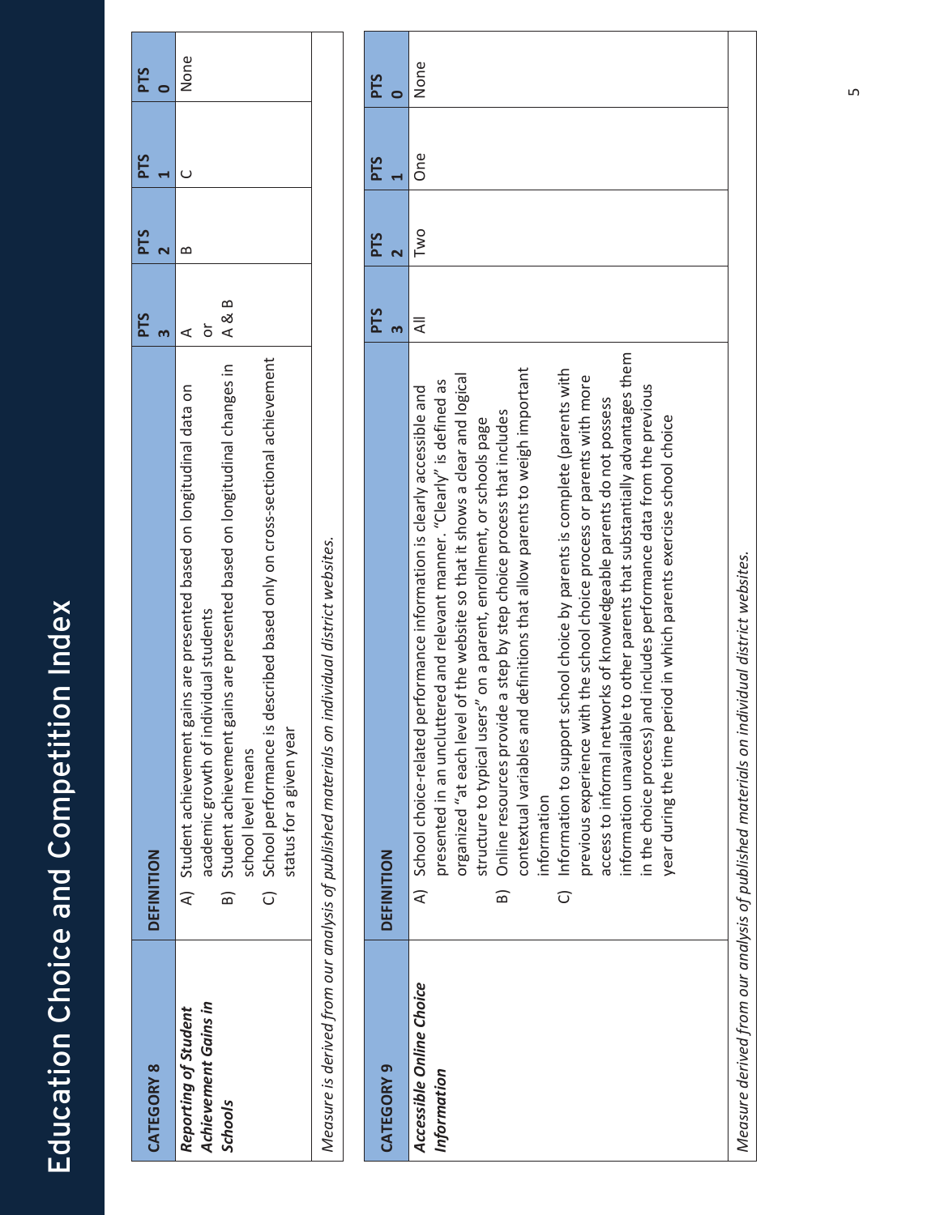| CATEGORY 8 | DEFINITION | PTS 3 | PTS 2 | PTS 1 | PTS 0 |
|---|---|---|---|---|---|
| ***Reporting of Student Achievement Gains in Schools*** | A) Student achievement gains are presented based on longitudinal data on academic growth of individual students<br>B) Student achievement gains are presented based on longitudinal changes in school level means<br>C) School performance is described based only on cross-sectional achievement status for a given year | A or A & B | B | C | None |

*Measure is derived from our analysis of published materials on individual district websites.*

| CATEGORY 9 | DEFINITION | PTS 3 | PTS 2 | PTS 1 | PTS 0 |
|---|---|---|---|---|---|
| ***Accessible Online Choice Information*** | A) School choice-related performance information is clearly accessible and presented in an uncluttered and relevant manner. "Clearly" is defined as organized "at each level of the website so that it shows a clear and logical structure to typical users" on a parent, enrollment, or schools page<br>B) Online resources provide a step by step choice process that includes contextual variables and definitions that allow parents to weigh important information<br>C) Information to support school choice by parents is complete (parents with previous experience with the school choice process or parents with more access to informal networks of knowledgeable parents do not possess information unavailable to other parents that substantially advantages them in the choice process) and includes performance data from the previous year during the time period in which parents exercise school choice | All | Two | One | None |

*Measure derived from our analysis of published materials on individual district websites.*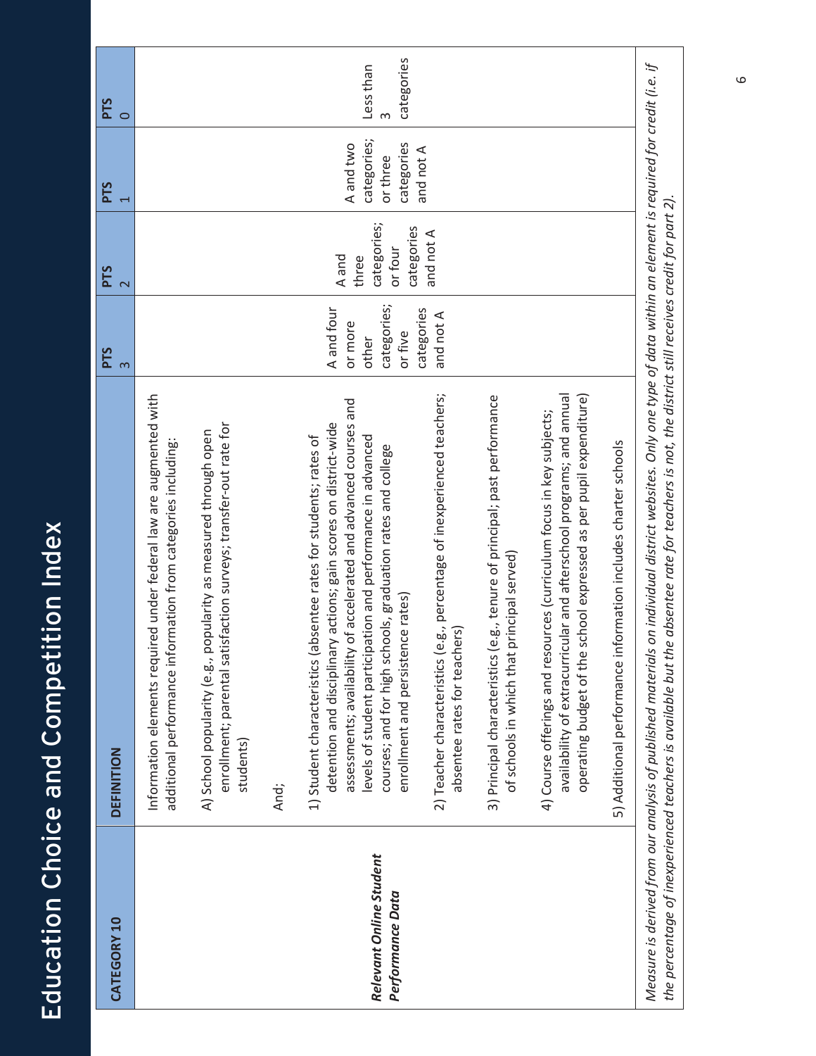# Education Choice and Competition Index

| CATEGORY 10 | DEFINITION | PTS 3 | PTS 2 | PTS 1 | PTS 0 |
|---|---|---|---|---|---|
| ***Relevant Online Student Performance Data*** | Information elements required under federal law are augmented with additional performance information from categories including:<br><br>A) School popularity (e.g., popularity as measured through open enrollment; parental satisfaction surveys; transfer-out rate for students)<br><br>And;<br><br>1) Student characteristics (absentee rates for students; rates of detention and disciplinary actions; gain scores on district-wide assessments; availability of accelerated and advanced courses and levels of student participation and performance in advanced courses; and for high schools, graduation rates and college enrollment and persistence rates)<br><br>2) Teacher characteristics (e.g., percentage of inexperienced teachers; absentee rates for teachers)<br><br>3) Principal characteristics (e.g., tenure of principal; past performance of schools in which that principal served)<br><br>4) Course offerings and resources (curriculum focus in key subjects; availability of extracurricular and afterschool programs; and annual operating budget of the school expressed as per pupil expenditure)<br><br>5) Additional performance information includes charter schools | A and four or more other categories; or five categories and not A | A and three categories; or four categories and not A | A and two categories; or three categories and not A | Less than 3 categories |

*Measure is derived from our analysis of published materials on individual district websites. Only one type of data within an element is required for credit (i.e. if the percentage of inexperienced teachers is available but the absentee rate for teachers is not, the district still receives credit for part 2).*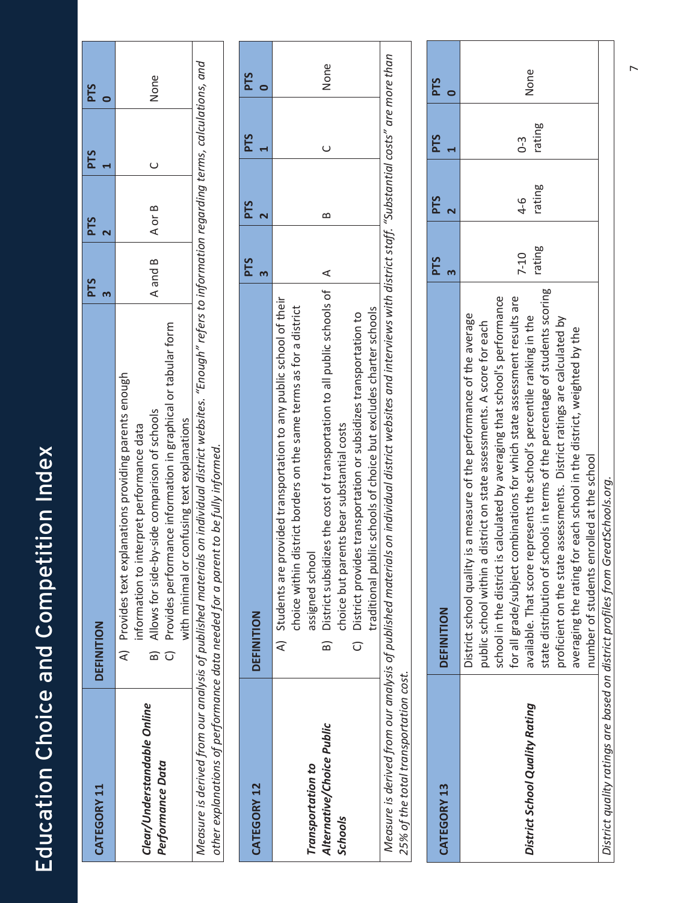# Education Choice and Competition Index

| CATEGORY 11 | DEFINITION | PTS 3 | PTS 2 | PTS 1 | PTS 0 |
|---|---|---|---|---|---|
| ***Clear/Understandable Online Performance Data*** | A) Provides text explanations providing parents enough information to interpret performance data<br>B) Allows for side-by-side comparison of schools<br>C) Provides performance information in graphical or tabular form with minimal or confusing text explanations | A and B | A or B | C | None |

*Measure is derived from our analysis of published materials on individual district websites. "Enough" refers to information regarding terms, calculations, and other explanations of performance data needed for a parent to be fully informed.*

| CATEGORY 12 | DEFINITION | PTS 3 | PTS 2 | PTS 1 | PTS 0 |
|---|---|---|---|---|---|
| ***Transportation to Alternative/Choice Public Schools*** | A) Students are provided transportation to any public school of their choice within district borders on the same terms as for a district assigned school<br>B) District subsidizes the cost of transportation to all public schools of choice but parents bear substantial costs<br>C) District provides transportation or subsidizes transportation to traditional public schools of choice but excludes charter schools | A | B | C | None |

*Measure is derived from our analysis of published materials on individual district websites and interviews with district staff. "Substantial costs" are more than 25% of the total transportation cost.*

| CATEGORY 13 | DEFINITION | PTS 3 | PTS 2 | PTS 1 | PTS 0 |
|---|---|---|---|---|---|
| ***District School Quality Rating*** | District school quality is a measure of the performance of the average public school within a district on state assessments. A score for each school in the district is calculated by averaging that school's performance for all grade/subject combinations for which state assessment results are available. That score represents the school's percentile ranking in the state distribution of schools in terms of the percentage of students scoring proficient on the state assessments. District ratings are calculated by averaging the rating for each school in the district, weighted by the number of students enrolled at the school | 7-10 rating | 4-6 rating | 0-3 rating | None |

*District quality ratings are based on district profiles from GreatSchools.org.*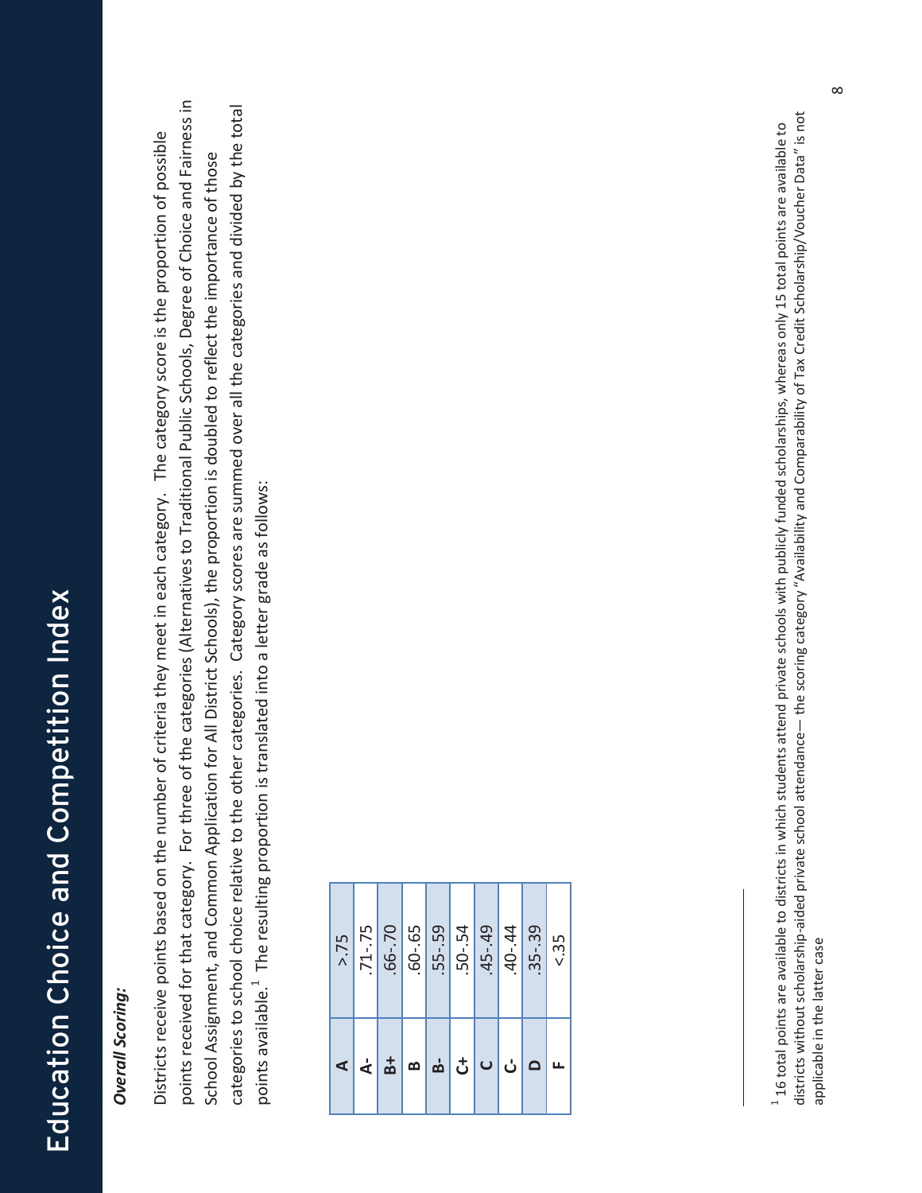## *Overall Scoring:*

Districts receive points based on the number of criteria they meet in each category. The category score is the proportion of possible points received for that category. For three of the categories (Alternatives to Traditional Public Schools, Degree of Choice and Fairness in School Assignment, and Common Application for All District Schools), the proportion is doubled to reflect the importance of those categories to school choice relative to the other categories. Category scores are summed over all the categories and divided by the total points available.[1] The resulting proportion is translated into a letter grade as follows:

| | |
|---|---|
| A | >.75 |
| A- | .71-.75 |
| B+ | .66-.70 |
| B | .60-.65 |
| B- | .55-.59 |
| C+ | .50-.54 |
| C | .45-.49 |
| C- | .40-.44 |
| D | .35-.39 |
| F | <.35 |

[1] 16 total points are available to districts in which students attend private schools with publicly funded scholarships, whereas only 15 total points are available to districts without scholarship-aided private school attendance— the scoring category "Availability and Comparability of Tax Credit Scholarship/Voucher Data" is not applicable in the latter case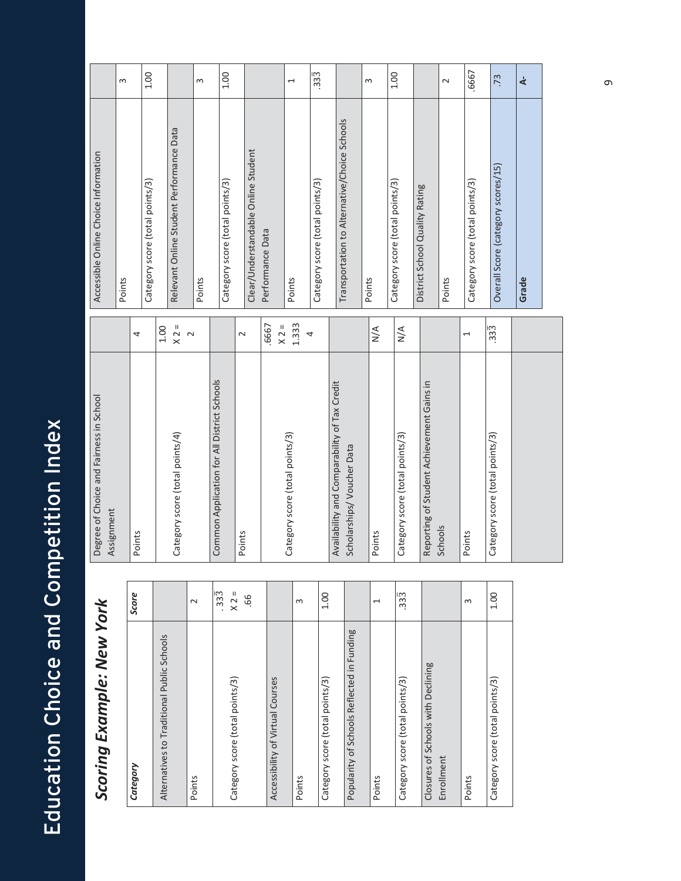# Education Choice and Competition Index

## *Scoring Example: New York*

| ***Category*** | ***Score*** |
|---|---|
| Alternatives to Traditional Public Schools | |
| Points | 2 |
| Category score (total points/3) | $.33\overline{3}$ X 2 = .66 |
| Accessibility of Virtual Courses | |
| Points | 3 |
| Category score (total points/3) | 1.00 |
| Popularity of Schools Reflected in Funding | |
| Points | 1 |
| Category score (total points/3) | $.33\overline{3}$ |
| Closures of Schools with Declining Enrollment | |
| Points | 3 |
| Category score (total points/3) | 1.00 |
| Degree of Choice and Fairness in School Assignment | |
| Points | 4 |
| Category score (total points/4) | 1.00 X 2 = 2 |
| Common Application for All District Schools | |
| Points | 2 |
| Category score (total points/3) | .6667 X 2 = 1.333 4 |
| Availability and Comparability of Tax Credit Scholarships/ Voucher Data | |
| Points | N/A |
| Category score (total points/3) | N/A |
| Reporting of Student Achievement Gains in Schools | |
| Points | 1 |
| Category score (total points/3) | $.33\overline{3}$ |
| Accessible Online Choice Information | |
| Points | 3 |
| Category score (total points/3) | 1.00 |
| Relevant Online Student Performance Data | |
| Points | 3 |
| Category score (total points/3) | 1.00 |
| Clear/Understandable Online Student Performance Data | |
| Points | 1 |
| Category score (total points/3) | $.33\overline{3}$ |
| Transportation to Alternative/Choice Schools | |
| Points | 3 |
| Category score (total points/3) | 1.00 |
| District School Quality Rating | |
| Points | 2 |
| Category score (total points/3) | .6667 |
| Overall Score (category scores/15) | .73 |
| **Grade** | **A-** |